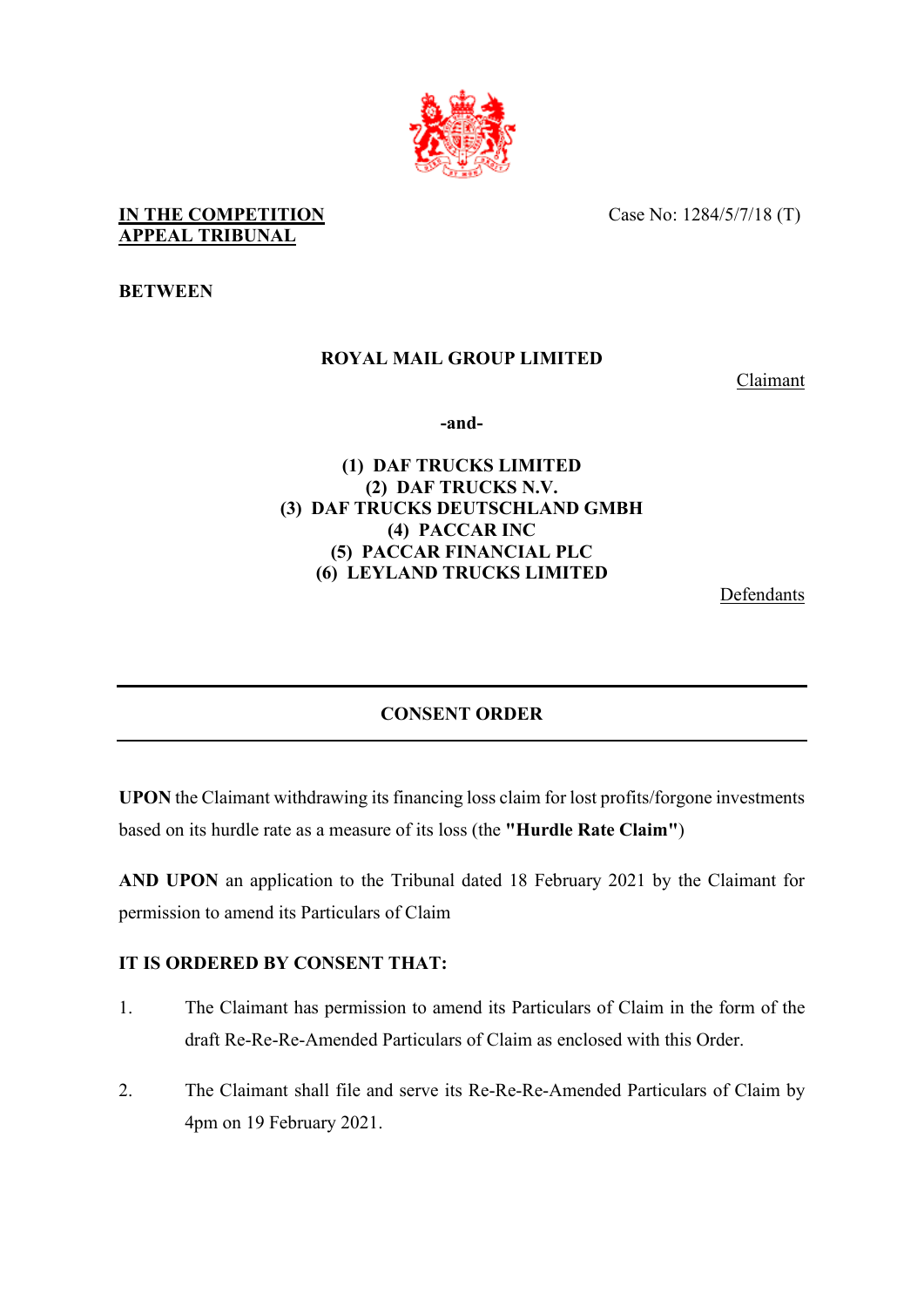**IN THE COMPETITION APPEAL TRIBUNAL**

Case No: 1284/5/7/18 (T)

**BETWEEN**

**ROYAL MAIL GROUP LIMITED**

Claimant

**-and-**

**(1) DAF TRUCKS LIMITED**
**(2) DAF TRUCKS N.V.**
**(3) DAF TRUCKS DEUTSCHLAND GMBH**
**(4) PACCAR INC**
**(5) PACCAR FINANCIAL PLC**
**(6) LEYLAND TRUCKS LIMITED**

Defendants

---

## CONSENT ORDER

---

**UPON** the Claimant withdrawing its financing loss claim for lost profits/forgone investments based on its hurdle rate as a measure of its loss (the **"Hurdle Rate Claim"**)

**AND UPON** an application to the Tribunal dated 18 February 2021 by the Claimant for permission to amend its Particulars of Claim

**IT IS ORDERED BY CONSENT THAT:**

1. The Claimant has permission to amend its Particulars of Claim in the form of the draft Re-Re-Re-Amended Particulars of Claim as enclosed with this Order.

2. The Claimant shall file and serve its Re-Re-Re-Amended Particulars of Claim by 4pm on 19 February 2021.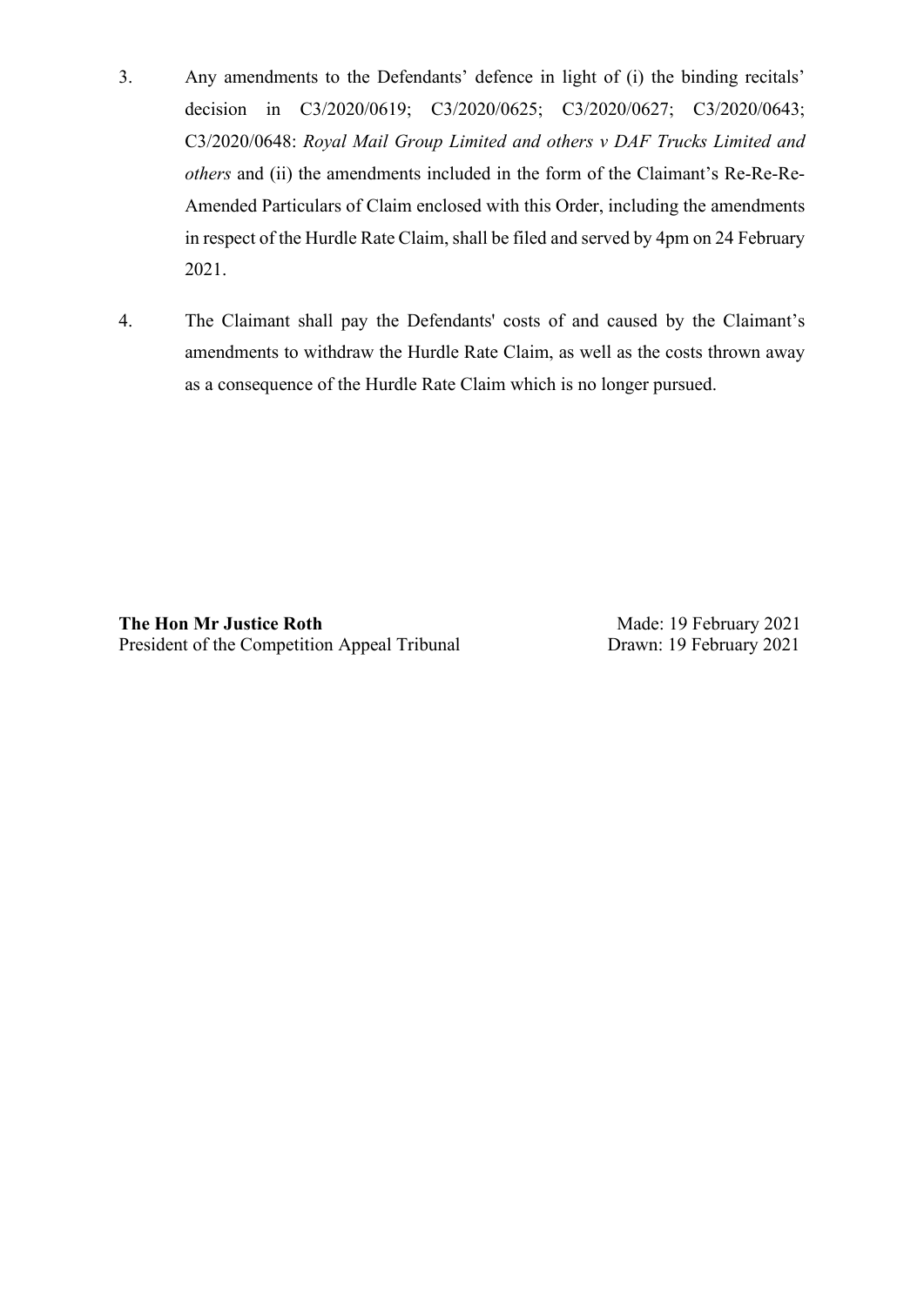3. Any amendments to the Defendants' defence in light of (i) the binding recitals' decision in C3/2020/0619; C3/2020/0625; C3/2020/0627; C3/2020/0643; C3/2020/0648: *Royal Mail Group Limited and others v DAF Trucks Limited and others* and (ii) the amendments included in the form of the Claimant's Re-Re-Re-Amended Particulars of Claim enclosed with this Order, including the amendments in respect of the Hurdle Rate Claim, shall be filed and served by 4pm on 24 February 2021.

4. The Claimant shall pay the Defendants' costs of and caused by the Claimant's amendments to withdraw the Hurdle Rate Claim, as well as the costs thrown away as a consequence of the Hurdle Rate Claim which is no longer pursued.

**The Hon Mr Justice Roth**
President of the Competition Appeal Tribunal

Made: 19 February 2021
Drawn: 19 February 2021